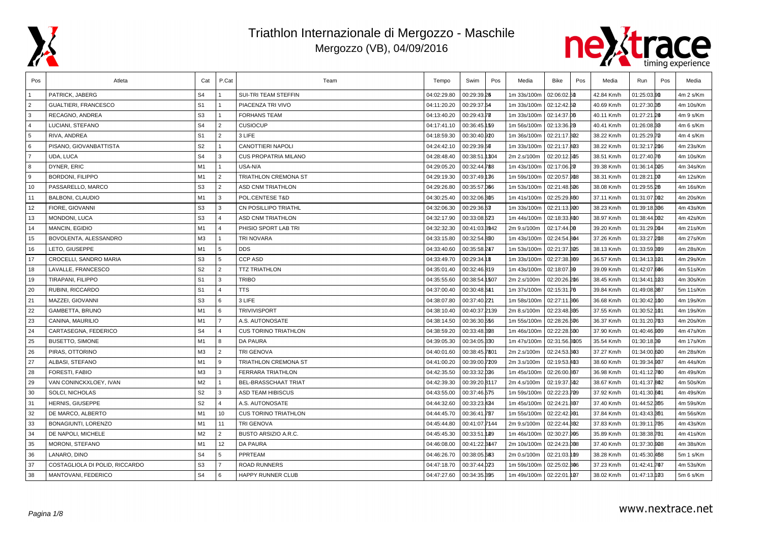# Triathlon Internazionale di Mergozzo - Maschile

Mergozzo (VB), 04/09/2016

| Pos | Atleta | Cat | P.Cat | Team | Tempo | Swim | Pos | Media | Bike | Pos | Media | Run | Pos | Media |
|---|---|---|---|---|---|---|---|---|---|---|---|---|---|---|
| 1 | PATRICK, JABERG | S4 | 1 | SUI-TRI TEAM STEFFIN | 04:02:29.80 | 00:29:39.26 | | 1m 33s/100m | 02:06:02.51 | | 42.84 Km/h | 01:25:03.91 | | 4m 2 s/Km |
| 2 | GUALTIERI, FRANCESCO | S1 | 1 | PIACENZA TRI VIVO | 04:11:20.20 | 00:29:37.64 | | 1m 33s/100m | 02:12:42.52 | | 40.69 Km/h | 01:27:30.36 | | 4m 10s/Km |
| 3 | RECAGNO, ANDREA | S3 | 1 | FORHANS TEAM | 04:13:40.20 | 00:29:43.78 | | 1m 33s/100m | 02:14:37.06 | | 40.11 Km/h | 01:27:21.20 | | 4m 9 s/Km |
| 4 | LUCIANI, STEFANO | S4 | 2 | CUSIOCUP | 04:17:41.10 | 00:36:45.159 | | 1m 56s/100m | 02:13:36.28 | | 40.41 Km/h | 01:26:08.38 | | 4m 6 s/Km |
| 5 | RIVA, ANDREA | S1 | 2 | 3 LIFE | 04:18:59.30 | 00:30:40.920 | | 1m 36s/100m | 02:21:17.302 | | 38.22 Km/h | 01:25:29.72 | | 4m 4 s/Km |
| 6 | PISANO, GIOVANBATTISTA | S2 | 1 | CANOTTIERI NAPOLI | 04:24:42.10 | 00:29:39.56 | | 1m 33s/100m | 02:21:17.403 | | 38.22 Km/h | 01:32:17.206 | | 4m 23s/Km |
| 7 | UDA, LUCA | S4 | 3 | CUS PROPATRIA MILANO | 04:28:48.40 | 00:38:51.1304 | | 2m 2.s/100m | 02:20:12.505 | | 38.51 Km/h | 01:27:40.76 | | 4m 10s/Km |
| 8 | DYNER, ERIC | M1 | 1 | USA-N/A | 04:29:05.20 | 00:32:44.788 | | 1m 43s/100m | 02:17:06.20 | | 39.38 Km/h | 01:36:14.025 | | 4m 34s/Km |
| 9 | BORDONI, FILIPPO | M1 | 2 | TRIATHLON CREMONA ST | 04:29:19.30 | 00:37:49.126 | | 1m 59s/100m | 02:20:57.908 | | 38.31 Km/h | 01:28:21.07 | | 4m 12s/Km |
| 10 | PASSARELLO, MARCO | S3 | 2 | ASD CNM TRIATHLON | 04:29:26.80 | 00:35:57.066 | | 1m 53s/100m | 02:21:48.506 | | 38.08 Km/h | 01:29:55.28 | | 4m 16s/Km |
| 11 | BALBONI, CLAUDIO | M1 | 3 | POL.CENTESE T&D | 04:30:25.40 | 00:32:06.305 | | 1m 41s/100m | 02:25:29.460 | | 37.11 Km/h | 01:31:07.002 | | 4m 20s/Km |
| 12 | FIORE, GIOVANNI | S3 | 3 | CN POSILLIPO TRIATHL | 04:32:06.30 | 00:29:36.53 | | 1m 33s/100m | 02:21:13.920 | | 38.23 Km/h | 01:39:18.306 | | 4m 43s/Km |
| 13 | MONDONI, LUCA | S3 | 4 | ASD CNM TRIATHLON | 04:32:17.90 | 00:33:08.623 | | 1m 44s/100m | 02:18:33.400 | | 38.97 Km/h | 01:38:44.002 | | 4m 42s/Km |
| 14 | MANCIN, EGIDIO | M1 | 4 | PHISIO SPORT LAB TRI | 04:32:32.30 | 00:41:03.3942 | | 2m 9.s/100m | 02:17:44.08 | | 39.20 Km/h | 01:31:29.004 | | 4m 21s/Km |
| 15 | BOVOLENTA, ALESSANDRO | M3 | 1 | TRI NOVARA | 04:33:15.80 | 00:32:54.630 | | 1m 43s/100m | 02:24:54.304 | | 37.26 Km/h | 01:33:27.208 | | 4m 27s/Km |
| 16 | LETO, GIUSEPPE | M1 | 5 | DDS | 04:33:40.60 | 00:35:58.247 | | 1m 53s/100m | 02:21:37.305 | | 38.13 Km/h | 01:33:59.309 | | 4m 28s/Km |
| 17 | CROCELLI, SANDRO MARIA | S3 | 5 | CCP ASD | 04:33:49.70 | 00:29:34.18 | | 1m 33s/100m | 02:27:38.309 | | 36.57 Km/h | 01:34:13.101 | | 4m 29s/Km |
| 18 | LAVALLE, FRANCESCO | S2 | 2 | TTZ TRIATHLON | 04:35:01.40 | 00:32:46.319 | | 1m 43s/100m | 02:18:07.39 | | 39.09 Km/h | 01:42:07.606 | | 4m 51s/Km |
| 19 | TIRAPANI, FILIPPO | S1 | 3 | TRIBO | 04:35:55.60 | 00:38:54.1507 | | 2m 2.s/100m | 02:20:26.206 | | 38.45 Km/h | 01:34:41.103 | | 4m 30s/Km |
| 20 | RUBINI, RICCARDO | S1 | 4 | TTS | 04:37:00.40 | 00:30:48.641 | | 1m 37s/100m | 02:15:31.76 | | 39.84 Km/h | 01:49:08.367 | | 5m 11s/Km |
| 21 | MAZZEI, GIOVANNI | S3 | 6 | 3 LIFE | 04:38:07.80 | 00:37:40.221 | | 1m 58s/100m | 02:27:11.366 | | 36.68 Km/h | 01:30:42.100 | | 4m 19s/Km |
| 22 | GAMBETTA, BRUNO | M1 | 6 | TRIVIVISPORT | 04:38:10.40 | 00:40:37.2139 | | 2m 8.s/100m | 02:23:48.305 | | 37.55 Km/h | 01:30:52.101 | | 4m 19s/Km |
| 23 | CANINA, MAURILIO | M1 | 7 | A.S. AUTONOSATE | 04:38:14.50 | 00:36:30.556 | | 1m 55s/100m | 02:28:26.506 | | 36.37 Km/h | 01:31:20.703 | | 4m 20s/Km |
| 24 | CARTASEGNA, FEDERICO | S4 | 4 | CUS TORINO TRIATHLON | 04:38:59.20 | 00:33:48.398 | | 1m 46s/100m | 02:22:28.500 | | 37.90 Km/h | 01:40:46.909 | | 4m 47s/Km |
| 25 | BUSETTO, SIMONE | M1 | 8 | DA PAURA | 04:39:05.30 | 00:34:05.330 | | 1m 47s/100m | 02:31:56.3005 | | 35.54 Km/h | 01:30:18.39 | | 4m 17s/Km |
| 26 | PIRAS, OTTORINO | M3 | 2 | TRI GENOVA | 04:40:01.60 | 00:38:45.7801 | | 2m 2.s/100m | 02:24:53.303 | | 37.27 Km/h | 01:34:00.620 | | 4m 28s/Km |
| 27 | ALBASI, STEFANO | M1 | 9 | TRIATHLON CREMONA ST | 04:41:00.20 | 00:39:00.7209 | | 2m 3.s/100m | 02:19:53.403 | | 38.60 Km/h | 01:39:34.907 | | 4m 44s/Km |
| 28 | FORESTI, FABIO | M3 | 3 | FERRARA TRIATHLON | 04:42:35.50 | 00:33:32.036 | | 1m 45s/100m | 02:26:00.867 | | 36.98 Km/h | 01:41:12.700 | | 4m 49s/Km |
| 29 | VAN CONINCKXLOEY, IVAN | M2 | 1 | BEL-BRASSCHAAT TRIAT | 04:42:39.30 | 00:39:20.8117 | | 2m 4.s/100m | 02:19:37.502 | | 38.67 Km/h | 01:41:37.802 | | 4m 50s/Km |
| 30 | SOLCI, NICHOLAS | S2 | 3 | ASD TEAM HIBISCUS | 04:43:55.00 | 00:37:46.575 | | 1m 59s/100m | 02:22:23.709 | | 37.92 Km/h | 01:41:30.601 | | 4m 49s/Km |
| 31 | HERNIS, GIUSEPPE | S2 | 4 | A.S. AUTONOSATE | 04:44:32.60 | 00:33:23.424 | | 1m 45s/100m | 02:24:21.807 | | 37.40 Km/h | 01:44:52.365 | | 4m 59s/Km |
| 32 | DE MARCO, ALBERTO | M1 | 10 | CUS TORINO TRIATHLON | 04:44:45.70 | 00:36:41.787 | | 1m 55s/100m | 02:22:42.901 | | 37.84 Km/h | 01:43:43.361 | | 4m 56s/Km |
| 33 | BONAGIUNTI, LORENZO | M1 | 11 | TRI GENOVA | 04:45:44.80 | 00:41:07.7144 | | 2m 9.s/100m | 02:22:44.302 | | 37.83 Km/h | 01:39:11.705 | | 4m 43s/Km |
| 34 | DE NAPOLI, MICHELE | M2 | 2 | BUSTO ARSIZIO A.R.C. | 04:45:45.30 | 00:33:51.129 | | 1m 46s/100m | 02:30:27.905 | | 35.89 Km/h | 01:38:38.701 | | 4m 41s/Km |
| 35 | MORONI, STEFANO | M1 | 12 | DA PAURA | 04:46:08.00 | 00:41:22.3447 | | 2m 10s/100m | 02:24:23.008 | | 37.40 Km/h | 01:37:30.928 | | 4m 38s/Km |
| 36 | LANARO, DINO | S4 | 5 | PPRTEAM | 04:46:26.70 | 00:38:05.683 | | 2m 0.s/100m | 02:21:03.109 | | 38.28 Km/h | 01:45:30.468 | | 5m 1 s/Km |
| 37 | COSTAGLIOLA DI POLID, RICCARDO | S3 | 7 | ROAD RUNNERS | 04:47:18.70 | 00:37:44.023 | | 1m 59s/100m | 02:25:02.306 | | 37.23 Km/h | 01:42:41.767 | | 4m 53s/Km |
| 38 | MANTOVANI, FEDERICO | S4 | 6 | HAPPY RUNNER CLUB | 04:47:27.60 | 00:34:35.395 | | 1m 49s/100m | 02:22:01.107 | | 38.02 Km/h | 01:47:13.103 | | 5m 6 s/Km |

www.nextrace.net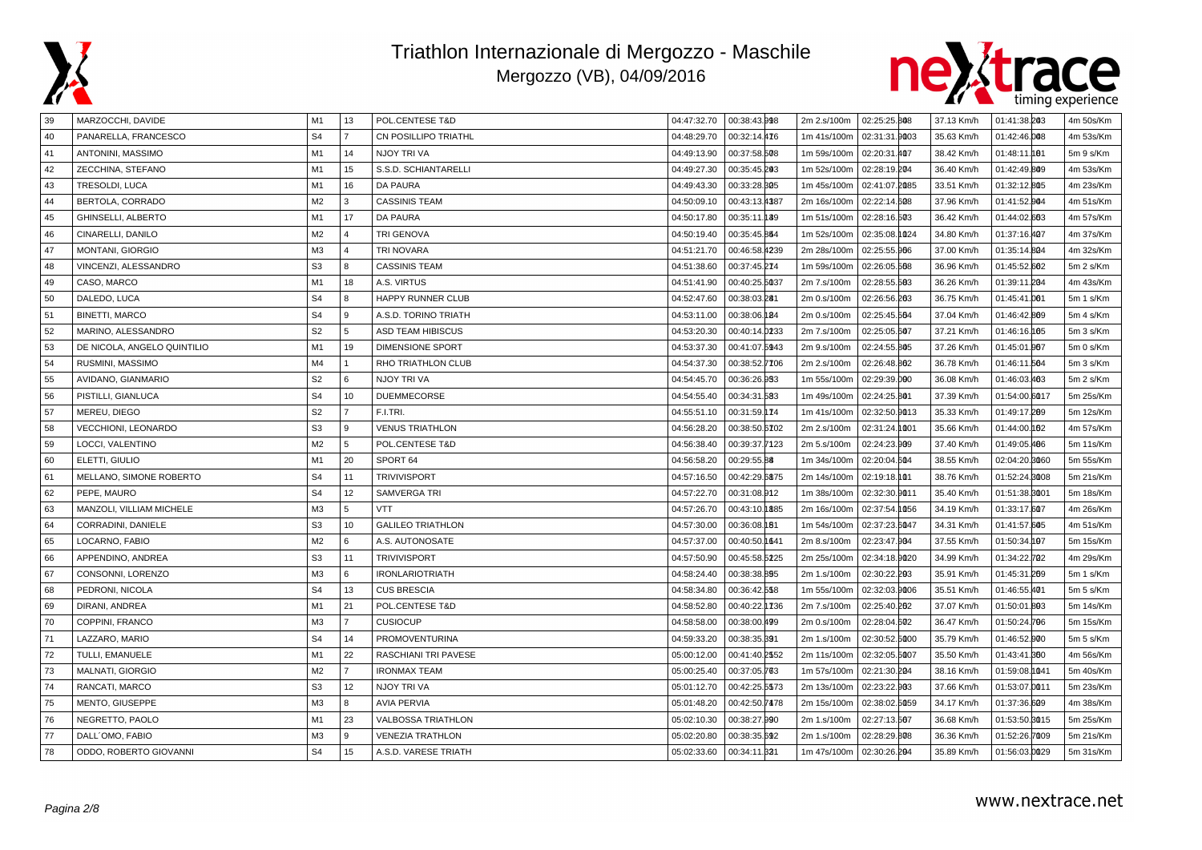# Triathlon Internazionale di Mergozzo - Maschile

Mergozzo (VB), 04/09/2016

| | | | | | | | | | | | | |
|---|---|---|---|---|---|---|---|---|---|---|---|---|
| 39 | MARZOCCHI, DAVIDE | M1 | 13 | POL.CENTESE T&D | 04:47:32.70 | 00:38:43.998 | 2m 2.s/100m | 02:25:25.808 | 37.13 Km/h | 01:41:38.203 | 4m 50s/Km |
| 40 | PANARELLA, FRANCESCO | S4 | 7 | CN POSILLIPO TRIATHL | 04:48:29.70 | 00:32:14.476 | 1m 41s/100m | 02:31:31.9003 | 35.63 Km/h | 01:42:46.008 | 4m 53s/Km |
| 41 | ANTONINI, MASSIMO | M1 | 14 | NJOY TRI VA | 04:49:13.90 | 00:37:58.508 | 1m 59s/100m | 02:20:31.407 | 38.42 Km/h | 01:48:11.101 | 5m 9 s/Km |
| 42 | ZECCHINA, STEFANO | M1 | 15 | S.S.D. SCHIANTARELLI | 04:49:27.30 | 00:35:45.203 | 1m 52s/100m | 02:28:19.204 | 36.40 Km/h | 01:42:49.809 | 4m 53s/Km |
| 43 | TRESOLDI, LUCA | M1 | 16 | DA PAURA | 04:49:43.30 | 00:33:28.305 | 1m 45s/100m | 02:41:07.2085 | 33.51 Km/h | 01:32:12.805 | 4m 23s/Km |
| 44 | BERTOLA, CORRADO | M2 | 3 | CASSINIS TEAM | 04:50:09.10 | 00:43:13.4387 | 2m 16s/100m | 02:22:14.508 | 37.96 Km/h | 01:41:52.904 | 4m 51s/Km |
| 45 | GHINSELLI, ALBERTO | M1 | 17 | DA PAURA | 04:50:17.80 | 00:35:11.189 | 1m 51s/100m | 02:28:16.503 | 36.42 Km/h | 01:44:02.663 | 4m 57s/Km |
| 46 | CINARELLI, DANILO | M2 | 4 | TRI GENOVA | 04:50:19.40 | 00:35:45.364 | 1m 52s/100m | 02:35:08.1024 | 34.80 Km/h | 01:37:16.427 | 4m 37s/Km |
| 47 | MONTANI, GIORGIO | M3 | 4 | TRI NOVARA | 04:51:21.70 | 00:46:58.4239 | 2m 28s/100m | 02:25:55.966 | 37.00 Km/h | 01:35:14.804 | 4m 32s/Km |
| 48 | VINCENZI, ALESSANDRO | S3 | 8 | CASSINIS TEAM | 04:51:38.60 | 00:37:45.274 | 1m 59s/100m | 02:26:05.568 | 36.96 Km/h | 01:45:52.602 | 5m 2 s/Km |
| 49 | CASO, MARCO | M1 | 18 | A.S. VIRTUS | 04:51:41.90 | 00:40:25.5037 | 2m 7.s/100m | 02:28:55.503 | 36.26 Km/h | 01:39:11.204 | 4m 43s/Km |
| 50 | DALEDO, LUCA | S4 | 8 | HAPPY RUNNER CLUB | 04:52:47.60 | 00:38:03.281 | 2m 0.s/100m | 02:26:56.263 | 36.75 Km/h | 01:45:41.061 | 5m 1 s/Km |
| 51 | BINETTI, MARCO | S4 | 9 | A.S.D. TORINO TRIATH | 04:53:11.00 | 00:38:06.184 | 2m 0.s/100m | 02:25:45.564 | 37.04 Km/h | 01:46:42.869 | 5m 4 s/Km |
| 52 | MARINO, ALESSANDRO | S2 | 5 | ASD TEAM HIBISCUS | 04:53:20.30 | 00:40:14.0233 | 2m 7.s/100m | 02:25:05.507 | 37.21 Km/h | 01:46:16.105 | 5m 3 s/Km |
| 53 | DE NICOLA, ANGELO QUINTILIO | M1 | 19 | DIMENSIONE SPORT | 04:53:37.30 | 00:41:07.5943 | 2m 9.s/100m | 02:24:55.805 | 37.26 Km/h | 01:45:01.967 | 5m 0 s/Km |
| 54 | RUSMINI, MASSIMO | M4 | 1 | RHO TRIATHLON CLUB | 04:54:37.30 | 00:38:52.7106 | 2m 2.s/100m | 02:26:48.862 | 36.78 Km/h | 01:46:11.564 | 5m 3 s/Km |
| 55 | AVIDANO, GIANMARIO | S2 | 6 | NJOY TRI VA | 04:54:45.70 | 00:36:26.953 | 1m 55s/100m | 02:29:39.090 | 36.08 Km/h | 01:46:03.403 | 5m 2 s/Km |
| 56 | PISTILLI, GIANLUCA | S4 | 10 | DUEMMECORSE | 04:54:55.40 | 00:34:31.583 | 1m 49s/100m | 02:24:25.801 | 37.39 Km/h | 01:54:00.6017 | 5m 25s/Km |
| 57 | MEREU, DIEGO | S2 | 7 | F.I.TRI. | 04:55:51.10 | 00:31:59.174 | 1m 41s/100m | 02:32:50.9013 | 35.33 Km/h | 01:49:17.209 | 5m 12s/Km |
| 58 | VECCHIONI, LEONARDO | S3 | 9 | VENUS TRIATHLON | 04:56:28.20 | 00:38:50.5102 | 2m 2.s/100m | 02:31:24.1001 | 35.66 Km/h | 01:44:00.162 | 4m 57s/Km |
| 59 | LOCCI, VALENTINO | M2 | 5 | POL.CENTESE T&D | 04:56:38.40 | 00:39:37.7123 | 2m 5.s/100m | 02:24:23.909 | 37.40 Km/h | 01:49:05.486 | 5m 11s/Km |
| 60 | ELETTI, GIULIO | M1 | 20 | SPORT 64 | 04:56:58.20 | 00:29:55.88 | 1m 34s/100m | 02:20:04.504 | 38.55 Km/h | 02:04:20.3060 | 5m 55s/Km |
| 61 | MELLANO, SIMONE ROBERTO | S4 | 11 | TRIVIVISPORT | 04:57:16.50 | 00:42:29.5875 | 2m 14s/100m | 02:19:18.101 | 38.76 Km/h | 01:52:24.3008 | 5m 21s/Km |
| 62 | PEPE, MAURO | S4 | 12 | SAMVERGA TRI | 04:57:22.70 | 00:31:08.912 | 1m 38s/100m | 02:32:30.9011 | 35.40 Km/h | 01:51:38.3001 | 5m 18s/Km |
| 63 | MANZOLI, VILLIAM MICHELE | M3 | 5 | VTT | 04:57:26.70 | 00:43:10.1885 | 2m 16s/100m | 02:37:54.1056 | 34.19 Km/h | 01:33:17.607 | 4m 26s/Km |
| 64 | CORRADINI, DANIELE | S3 | 10 | GALILEO TRIATHLON | 04:57:30.00 | 00:36:08.181 | 1m 54s/100m | 02:37:23.5047 | 34.31 Km/h | 01:41:57.605 | 4m 51s/Km |
| 65 | LOCARNO, FABIO | M2 | 6 | A.S. AUTONOSATE | 04:57:37.00 | 00:40:50.1641 | 2m 8.s/100m | 02:23:47.904 | 37.55 Km/h | 01:50:34.197 | 5m 15s/Km |
| 66 | APPENDINO, ANDREA | S3 | 11 | TRIVIVISPORT | 04:57:50.90 | 00:45:58.5225 | 2m 25s/100m | 02:34:18.9020 | 34.99 Km/h | 01:34:22.702 | 4m 29s/Km |
| 67 | CONSONNI, LORENZO | M3 | 6 | IRONLARIOTRIATH | 04:58:24.40 | 00:38:38.395 | 2m 1.s/100m | 02:30:22.203 | 35.91 Km/h | 01:45:31.269 | 5m 1 s/Km |
| 68 | PEDRONI, NICOLA | S4 | 13 | CUS BRESCIA | 04:58:34.80 | 00:36:42.558 | 1m 55s/100m | 02:32:03.9006 | 35.51 Km/h | 01:46:55.401 | 5m 5 s/Km |
| 69 | DIRANI, ANDREA | M1 | 21 | POL.CENTESE T&D | 04:58:52.80 | 00:40:22.1736 | 2m 7.s/100m | 02:25:40.262 | 37.07 Km/h | 01:50:01.803 | 5m 14s/Km |
| 70 | COPPINI, FRANCO | M3 | 7 | CUSIOCUP | 04:58:58.00 | 00:38:00.499 | 2m 0.s/100m | 02:28:04.502 | 36.47 Km/h | 01:50:24.706 | 5m 15s/Km |
| 71 | LAZZARO, MARIO | S4 | 14 | PROMOVENTURINA | 04:59:33.20 | 00:38:35.391 | 2m 1.s/100m | 02:30:52.5000 | 35.79 Km/h | 01:46:52.900 | 5m 5 s/Km |
| 72 | TULLI, EMANUELE | M1 | 22 | RASCHIANI TRI PAVESE | 05:00:12.00 | 00:41:40.2552 | 2m 11s/100m | 02:32:05.5007 | 35.50 Km/h | 01:43:41.360 | 4m 56s/Km |
| 73 | MALNATI, GIORGIO | M2 | 7 | IRONMAX TEAM | 05:00:25.40 | 00:37:05.763 | 1m 57s/100m | 02:21:30.204 | 38.16 Km/h | 01:59:08.1041 | 5m 40s/Km |
| 74 | RANCATI, MARCO | S3 | 12 | NJOY TRI VA | 05:01:12.70 | 00:42:25.5573 | 2m 13s/100m | 02:23:22.903 | 37.66 Km/h | 01:53:07.0011 | 5m 23s/Km |
| 75 | MENTO, GIUSEPPE | M3 | 8 | AVIA PERVIA | 05:01:48.20 | 00:42:50.7478 | 2m 15s/100m | 02:38:02.5059 | 34.17 Km/h | 01:37:36.609 | 4m 38s/Km |
| 76 | NEGRETTO, PAOLO | M1 | 23 | VALBOSSA TRIATHLON | 05:02:10.30 | 00:38:27.990 | 2m 1.s/100m | 02:27:13.567 | 36.68 Km/h | 01:53:50.3015 | 5m 25s/Km |
| 77 | DALL´OMO, FABIO | M3 | 9 | VENEZIA TRATHLON | 05:02:20.80 | 00:38:35.692 | 2m 1.s/100m | 02:28:29.808 | 36.36 Km/h | 01:52:26.7009 | 5m 21s/Km |
| 78 | ODDO, ROBERTO GIOVANNI | S4 | 15 | A.S.D. VARESE TRIATH | 05:02:33.60 | 00:34:11.321 | 1m 47s/100m | 02:30:26.204 | 35.89 Km/h | 01:56:03.0029 | 5m 31s/Km |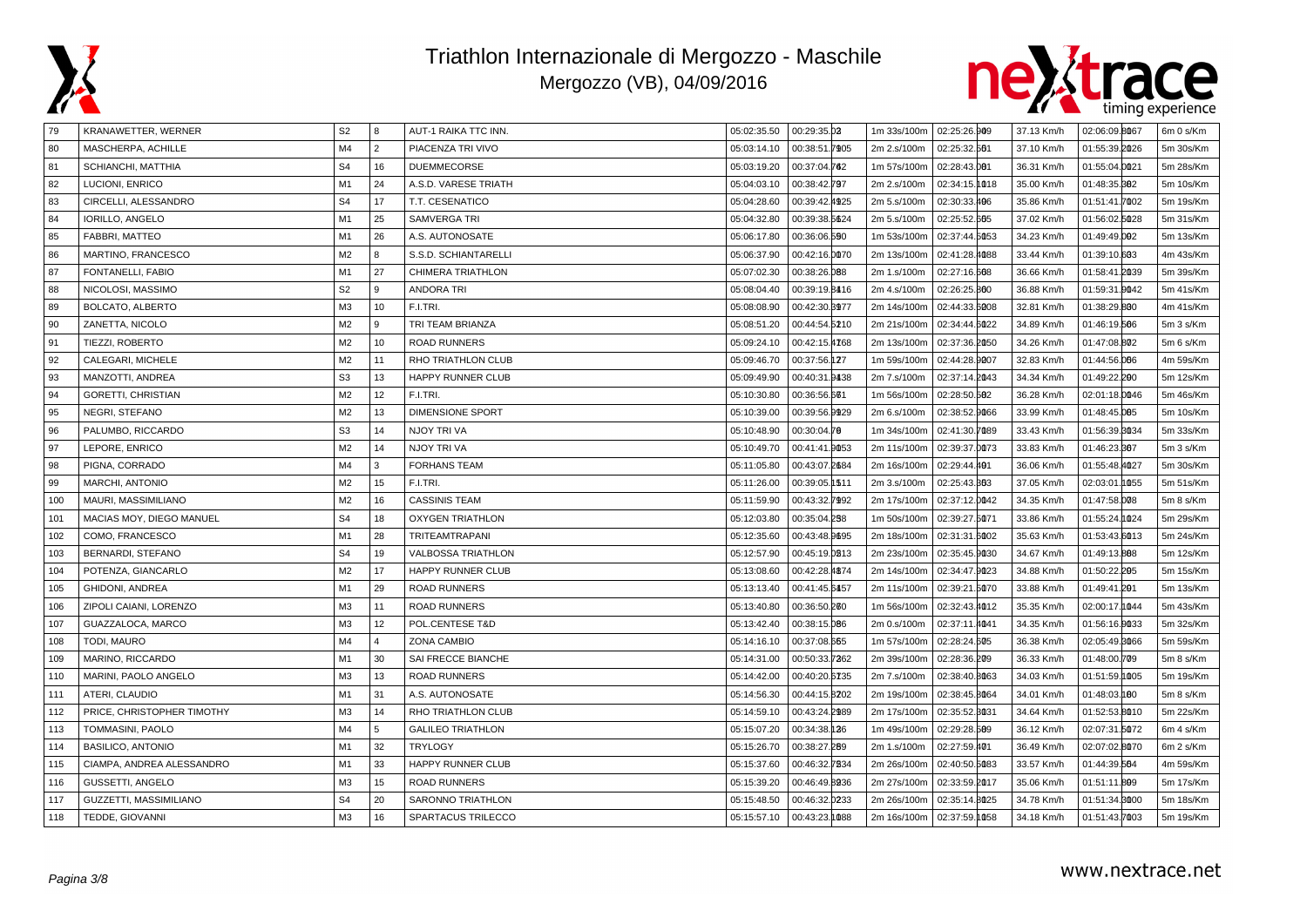# Triathlon Internazionale di Mergozzo - Maschile

## Mergozzo (VB), 04/09/2016

| | | | | | | | | | | | |
|---|---|---|---|---|---|---|---|---|---|---|---|
| 79 | KRANAWETTER, WERNER | S2 | 8 | AUT-1 RAIKA TTC INN. | 05:02:35.50 | 00:29:35.03 | 1m 33s/100m | 02:25:26.90 | 37.13 Km/h | 02:06:09.80 | 6m 0 s/Km |
| 80 | MASCHERPA, ACHILLE | M4 | 2 | PIACENZA TRI VIVO | 05:03:14.10 | 00:38:51.79 | 2m 2.s/100m | 02:25:32.56 | 37.10 Km/h | 01:55:39.20 | 5m 30s/Km |
| 81 | SCHIANCHI, MATTHIA | S4 | 16 | DUEMMECORSE | 05:03:19.20 | 00:37:04.76 | 1m 57s/100m | 02:28:43.00 | 36.31 Km/h | 01:55:04.00 | 5m 28s/Km |
| 82 | LUCIONI, ENRICO | M1 | 24 | A.S.D. VARESE TRIATH | 05:04:03.10 | 00:38:42.79 | 2m 2.s/100m | 02:34:15.10 | 35.00 Km/h | 01:48:35.38 | 5m 10s/Km |
| 83 | CIRCELLI, ALESSANDRO | S4 | 17 | T.T. CESENATICO | 05:04:28.60 | 00:39:42.49 | 2m 5.s/100m | 02:30:33.49 | 35.86 Km/h | 01:51:41.70 | 5m 19s/Km |
| 84 | IORILLO, ANGELO | M1 | 25 | SAMVERGA TRI | 05:04:32.80 | 00:39:38.56 | 2m 5.s/100m | 02:25:52.56 | 37.02 Km/h | 01:56:02.50 | 5m 31s/Km |
| 85 | FABBRI, MATTEO | M1 | 26 | A.S. AUTONOSATE | 05:06:17.80 | 00:36:06.59 | 1m 53s/100m | 02:37:44.50 | 34.23 Km/h | 01:49:49.00 | 5m 13s/Km |
| 86 | MARTINO, FRANCESCO | M2 | 8 | S.S.D. SCHIANTARELLI | 05:06:37.90 | 00:42:16.00 | 2m 13s/100m | 02:41:28.40 | 33.44 Km/h | 01:39:10.60 | 4m 43s/Km |
| 87 | FONTANELLI, FABIO | M1 | 27 | CHIMERA TRIATHLON | 05:07:02.30 | 00:38:26.08 | 2m 1.s/100m | 02:27:16.56 | 36.66 Km/h | 01:58:41.20 | 5m 39s/Km |
| 88 | NICOLOSI, MASSIMO | S2 | 9 | ANDORA TRI | 05:08:04.40 | 00:39:19.84 | 2m 4.s/100m | 02:26:25.30 | 36.88 Km/h | 01:59:31.90 | 5m 41s/Km |
| 89 | BOLCATO, ALBERTO | M3 | 10 | F.I.TRI. | 05:08:08.90 | 00:42:30.39 | 2m 14s/100m | 02:44:33.50 | 32.81 Km/h | 01:38:29.80 | 4m 41s/Km |
| 90 | ZANETTA, NICOLO | M2 | 9 | TRI TEAM BRIANZA | 05:08:51.20 | 00:44:54.52 | 2m 21s/100m | 02:34:44.50 | 34.89 Km/h | 01:46:19.56 | 5m 3 s/Km |
| 91 | TIEZZI, ROBERTO | M2 | 10 | ROAD RUNNERS | 05:09:24.10 | 00:42:15.41 | 2m 13s/100m | 02:37:36.20 | 34.26 Km/h | 01:47:08.80 | 5m 6 s/Km |
| 92 | CALEGARI, MICHELE | M2 | 11 | RHO TRIATHLON CLUB | 05:09:46.70 | 00:37:56.12 | 1m 59s/100m | 02:44:28.90 | 32.83 Km/h | 01:44:56.06 | 4m 59s/Km |
| 93 | MANZOTTI, ANDREA | S3 | 13 | HAPPY RUNNER CLUB | 05:09:49.90 | 00:40:31.94 | 2m 7.s/100m | 02:37:14.20 | 34.34 Km/h | 01:49:22.20 | 5m 12s/Km |
| 94 | GORETTI, CHRISTIAN | M2 | 12 | F.I.TRI. | 05:10:30.80 | 00:36:56.60 | 1m 56s/100m | 02:28:50.50 | 36.28 Km/h | 02:01:18.00 | 5m 46s/Km |
| 95 | NEGRI, STEFANO | M2 | 13 | DIMENSIONE SPORT | 05:10:39.00 | 00:39:56.99 | 2m 6.s/100m | 02:38:52.90 | 33.99 Km/h | 01:48:45.00 | 5m 10s/Km |
| 96 | PALUMBO, RICCARDO | S3 | 14 | NJOY TRI VA | 05:10:48.90 | 00:30:04.70 | 1m 34s/100m | 02:41:30.70 | 33.43 Km/h | 01:56:39.30 | 5m 33s/Km |
| 97 | LEPORE, ENRICO | M2 | 14 | NJOY TRI VA | 05:10:49.70 | 00:41:41.90 | 2m 11s/100m | 02:39:37.00 | 33.83 Km/h | 01:46:23.30 | 5m 3 s/Km |
| 98 | PIGNA, CORRADO | M4 | 3 | FORHANS TEAM | 05:11:05.80 | 00:43:07.26 | 2m 16s/100m | 02:29:44.40 | 36.06 Km/h | 01:55:48.40 | 5m 30s/Km |
| 99 | MARCHI, ANTONIO | M2 | 15 | F.I.TRI. | 05:11:26.00 | 00:39:05.15 | 2m 3.s/100m | 02:25:43.30 | 37.05 Km/h | 02:03:01.10 | 5m 51s/Km |
| 100 | MAURI, MASSIMILIANO | M2 | 16 | CASSINIS TEAM | 05:11:59.90 | 00:43:32.79 | 2m 17s/100m | 02:37:12.00 | 34.35 Km/h | 01:47:58.00 | 5m 8 s/Km |
| 101 | MACIAS MOY, DIEGO MANUEL | S4 | 18 | OXYGEN TRIATHLON | 05:12:03.80 | 00:35:04.25 | 1m 50s/100m | 02:39:27.50 | 33.86 Km/h | 01:55:24.10 | 5m 29s/Km |
| 102 | COMO, FRANCESCO | M1 | 28 | TRITEAMTRAPANI | 05:12:35.60 | 00:43:48.96 | 2m 18s/100m | 02:31:31.60 | 35.63 Km/h | 01:53:43.60 | 5m 24s/Km |
| 103 | BERNARDI, STEFANO | S4 | 19 | VALBOSSA TRIATHLON | 05:12:57.90 | 00:45:19.05 | 2m 23s/100m | 02:35:45.90 | 34.67 Km/h | 01:49:13.80 | 5m 12s/Km |
| 104 | POTENZA, GIANCARLO | M2 | 17 | HAPPY RUNNER CLUB | 05:13:08.60 | 00:42:28.48 | 2m 14s/100m | 02:34:47.90 | 34.88 Km/h | 01:50:22.20 | 5m 15s/Km |
| 105 | GHIDONI, ANDREA | M1 | 29 | ROAD RUNNERS | 05:13:13.40 | 00:41:45.54 | 2m 11s/100m | 02:39:21.50 | 33.88 Km/h | 01:49:41.20 | 5m 13s/Km |
| 106 | ZIPOLI CAIANI, LORENZO | M3 | 11 | ROAD RUNNERS | 05:13:40.80 | 00:36:50.26 | 1m 56s/100m | 02:32:43.40 | 35.35 Km/h | 02:00:17.10 | 5m 43s/Km |
| 107 | GUAZZALOCA, MARCO | M3 | 12 | POL.CENTESE T&D | 05:13:42.40 | 00:38:15.08 | 2m 0.s/100m | 02:37:11.40 | 34.35 Km/h | 01:56:16.90 | 5m 32s/Km |
| 108 | TODI, MAURO | M4 | 4 | ZONA CAMBIO | 05:14:16.10 | 00:37:08.56 | 1m 57s/100m | 02:28:24.50 | 36.38 Km/h | 02:05:49.30 | 5m 59s/Km |
| 109 | MARINO, RICCARDO | M1 | 30 | SAI FRECCE BIANCHE | 05:14:31.00 | 00:50:33.72 | 2m 39s/100m | 02:28:36.20 | 36.33 Km/h | 01:48:00.70 | 5m 8 s/Km |
| 110 | MARINI, PAOLO ANGELO | M3 | 13 | ROAD RUNNERS | 05:14:42.00 | 00:40:20.51 | 2m 7.s/100m | 02:38:40.30 | 34.03 Km/h | 01:51:59.10 | 5m 19s/Km |
| 111 | ATERI, CLAUDIO | M1 | 31 | A.S. AUTONOSATE | 05:14:56.30 | 00:44:15.82 | 2m 19s/100m | 02:38:45.80 | 34.01 Km/h | 01:48:03.10 | 5m 8 s/Km |
| 112 | PRICE, CHRISTOPHER TIMOTHY | M3 | 14 | RHO TRIATHLON CLUB | 05:14:59.10 | 00:43:24.29 | 2m 17s/100m | 02:35:52.30 | 34.64 Km/h | 01:52:53.80 | 5m 22s/Km |
| 113 | TOMMASINI, PAOLO | M4 | 5 | GALILEO TRIATHLON | 05:15:07.20 | 00:34:38.12 | 1m 49s/100m | 02:29:28.50 | 36.12 Km/h | 02:07:31.50 | 6m 4 s/Km |
| 114 | BASILICO, ANTONIO | M1 | 32 | TRYLOGY | 05:15:26.70 | 00:38:27.26 | 2m 1.s/100m | 02:27:59.40 | 36.49 Km/h | 02:07:02.80 | 6m 2 s/Km |
| 115 | CIAMPA, ANDREA ALESSANDRO | M1 | 33 | HAPPY RUNNER CLUB | 05:15:37.60 | 00:46:32.78 | 2m 26s/100m | 02:40:50.50 | 33.57 Km/h | 01:44:39.56 | 4m 59s/Km |
| 116 | GUSSETTI, ANGELO | M3 | 15 | ROAD RUNNERS | 05:15:39.20 | 00:46:49.89 | 2m 27s/100m | 02:33:59.20 | 35.06 Km/h | 01:51:11.80 | 5m 17s/Km |
| 117 | GUZZETTI, MASSIMILIANO | S4 | 20 | SARONNO TRIATHLON | 05:15:48.50 | 00:46:32.02 | 2m 26s/100m | 02:35:14.30 | 34.78 Km/h | 01:51:34.30 | 5m 18s/Km |
| 118 | TEDDE, GIOVANNI | M3 | 16 | SPARTACUS TRILECCO | 05:15:57.10 | 00:43:23.10 | 2m 16s/100m | 02:37:59.10 | 34.18 Km/h | 01:51:43.70 | 5m 19s/Km |

www.nextrace.net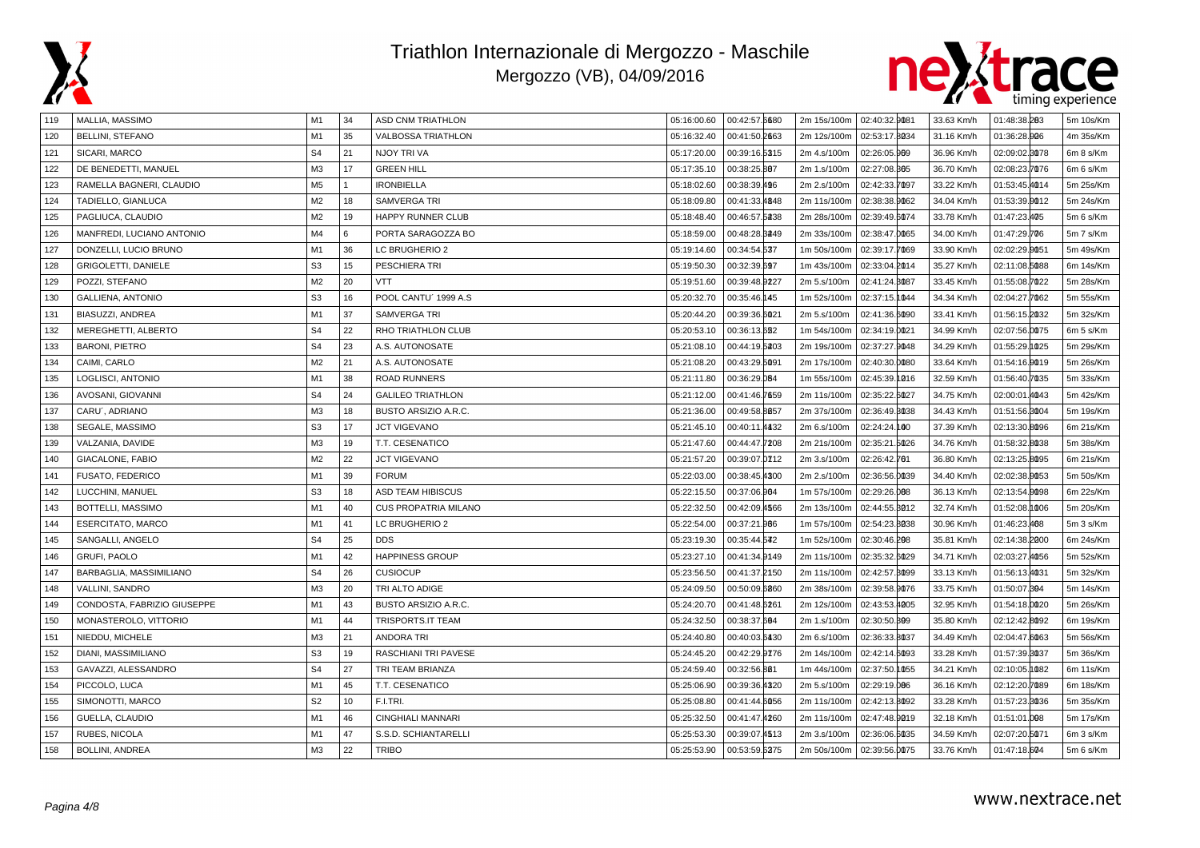# Triathlon Internazionale di Mergozzo - Maschile

## Mergozzo (VB), 04/09/2016

| | | | | | | | | | | | |
|---|---|---|---|---|---|---|---|---|---|---|---|
| 119 | MALLIA, MASSIMO | M1 | 34 | ASD CNM TRIATHLON | 05:16:00.60 | 00:42:57.5680 | 2m 15s/100m | 02:40:32.9081 | 33.63 Km/h | 01:48:38.203 | 5m 10s/Km |
| 120 | BELLINI, STEFANO | M1 | 35 | VALBOSSA TRIATHLON | 05:16:32.40 | 00:41:50.2663 | 2m 12s/100m | 02:53:17.8034 | 31.16 Km/h | 01:36:28.906 | 4m 35s/Km |
| 121 | SICARI, MARCO | S4 | 21 | NJOY TRI VA | 05:17:20.00 | 00:39:16.5315 | 2m 4.s/100m | 02:26:05.969 | 36.96 Km/h | 02:09:02.3078 | 6m 8 s/Km |
| 122 | DE BENEDETTI, MANUEL | M3 | 17 | GREEN HILL | 05:17:35.10 | 00:38:25.807 | 2m 1.s/100m | 02:27:08.865 | 36.70 Km/h | 02:08:23.7076 | 6m 6 s/Km |
| 123 | RAMELLA BAGNERI, CLAUDIO | M5 | 1 | IRONBIELLA | 05:18:02.60 | 00:38:39.496 | 2m 2.s/100m | 02:42:33.7097 | 33.22 Km/h | 01:53:45.4014 | 5m 25s/Km |
| 124 | TADIELLO, GIANLUCA | M2 | 18 | SAMVERGA TRI | 05:18:09.80 | 00:41:33.4848 | 2m 11s/100m | 02:38:38.9062 | 34.04 Km/h | 01:53:39.9012 | 5m 24s/Km |
| 125 | PAGLIUCA, CLAUDIO | M2 | 19 | HAPPY RUNNER CLUB | 05:18:48.40 | 00:46:57.5238 | 2m 28s/100m | 02:39:49.5074 | 33.78 Km/h | 01:47:23.405 | 5m 6 s/Km |
| 126 | MANFREDI, LUCIANO ANTONIO | M4 | 6 | PORTA SARAGOZZA BO | 05:18:59.00 | 00:48:28.3249 | 2m 33s/100m | 02:38:47.0065 | 34.00 Km/h | 01:47:29.706 | 5m 7 s/Km |
| 127 | DONZELLI, LUCIO BRUNO | M1 | 36 | LC BRUGHERIO 2 | 05:19:14.60 | 00:34:54.537 | 1m 50s/100m | 02:39:17.7069 | 33.90 Km/h | 02:02:29.9051 | 5m 49s/Km |
| 128 | GRIGOLETTI, DANIELE | S3 | 15 | PESCHIERA TRI | 05:19:50.30 | 00:32:39.597 | 1m 43s/100m | 02:33:04.2014 | 35.27 Km/h | 02:11:08.5088 | 6m 14s/Km |
| 129 | POZZI, STEFANO | M2 | 20 | VTT | 05:19:51.60 | 00:39:48.9227 | 2m 5.s/100m | 02:41:24.3087 | 33.45 Km/h | 01:55:08.7022 | 5m 28s/Km |
| 130 | GALLIENA, ANTONIO | S3 | 16 | POOL CANTU´ 1999 A.S | 05:20:32.70 | 00:35:46.145 | 1m 52s/100m | 02:37:15.1044 | 34.34 Km/h | 02:04:27.7062 | 5m 55s/Km |
| 131 | BIASUZZI, ANDREA | M1 | 37 | SAMVERGA TRI | 05:20:44.20 | 00:39:36.5021 | 2m 5.s/100m | 02:41:36.5090 | 33.41 Km/h | 01:56:15.2032 | 5m 32s/Km |
| 132 | MEREGHETTI, ALBERTO | S4 | 22 | RHO TRIATHLON CLUB | 05:20:53.10 | 00:36:13.652 | 1m 54s/100m | 02:34:19.0021 | 34.99 Km/h | 02:07:56.0075 | 6m 5 s/Km |
| 133 | BARONI, PIETRO | S4 | 23 | A.S. AUTONOSATE | 05:21:08.10 | 00:44:19.5203 | 2m 19s/100m | 02:37:27.9048 | 34.29 Km/h | 01:55:29.1025 | 5m 29s/Km |
| 134 | CAIMI, CARLO | M2 | 21 | A.S. AUTONOSATE | 05:21:08.20 | 00:43:29.5091 | 2m 17s/100m | 02:40:30.0080 | 33.64 Km/h | 01:54:16.9019 | 5m 26s/Km |
| 135 | LOGLISCI, ANTONIO | M1 | 38 | ROAD RUNNERS | 05:21:11.80 | 00:36:29.084 | 1m 55s/100m | 02:45:39.1016 | 32.59 Km/h | 01:56:40.7035 | 5m 33s/Km |
| 136 | AVOSANI, GIOVANNI | S4 | 24 | GALILEO TRIATHLON | 05:21:12.00 | 00:41:46.7659 | 2m 11s/100m | 02:35:22.5027 | 34.75 Km/h | 02:00:01.4043 | 5m 42s/Km |
| 137 | CARU´, ADRIANO | M3 | 18 | BUSTO ARSIZIO A.R.C. | 05:21:36.00 | 00:49:58.8657 | 2m 37s/100m | 02:36:49.3038 | 34.43 Km/h | 01:51:56.3004 | 5m 19s/Km |
| 138 | SEGALE, MASSIMO | S3 | 17 | JCT VIGEVANO | 05:21:45.10 | 00:40:11.4432 | 2m 6.s/100m | 02:24:24.100 | 37.39 Km/h | 02:13:30.8096 | 6m 21s/Km |
| 139 | VALZANIA, DAVIDE | M3 | 19 | T.T. CESENATICO | 05:21:47.60 | 00:44:47.7208 | 2m 21s/100m | 02:35:21.5026 | 34.76 Km/h | 01:58:32.8038 | 5m 38s/Km |
| 140 | GIACALONE, FABIO | M2 | 22 | JCT VIGEVANO | 05:21:57.20 | 00:39:07.0112 | 2m 3.s/100m | 02:26:42.761 | 36.80 Km/h | 02:13:25.8095 | 6m 21s/Km |
| 141 | FUSATO, FEDERICO | M1 | 39 | FORUM | 05:22:03.00 | 00:38:45.4300 | 2m 2.s/100m | 02:36:56.0039 | 34.40 Km/h | 02:02:38.9053 | 5m 50s/Km |
| 142 | LUCCHINI, MANUEL | S3 | 18 | ASD TEAM HIBISCUS | 05:22:15.50 | 00:37:06.904 | 1m 57s/100m | 02:29:26.088 | 36.13 Km/h | 02:13:54.9098 | 6m 22s/Km |
| 143 | BOTTELLI, MASSIMO | M1 | 40 | CUS PROPATRIA MILANO | 05:22:32.50 | 00:42:09.4566 | 2m 13s/100m | 02:44:55.3012 | 32.74 Km/h | 01:52:08.1006 | 5m 20s/Km |
| 144 | ESERCITATO, MARCO | M1 | 41 | LC BRUGHERIO 2 | 05:22:54.00 | 00:37:21.986 | 1m 57s/100m | 02:54:23.8038 | 30.96 Km/h | 01:46:23.408 | 5m 3 s/Km |
| 145 | SANGALLI, ANGELO | S4 | 25 | DDS | 05:23:19.30 | 00:35:44.542 | 1m 52s/100m | 02:30:46.208 | 35.81 Km/h | 02:14:38.2000 | 6m 24s/Km |
| 146 | GRUFI, PAOLO | M1 | 42 | HAPPINESS GROUP | 05:23:27.10 | 00:41:34.9149 | 2m 11s/100m | 02:35:32.5029 | 34.71 Km/h | 02:03:27.4056 | 5m 52s/Km |
| 147 | BARBAGLIA, MASSIMILIANO | S4 | 26 | CUSIOCUP | 05:23:56.50 | 00:41:37.2150 | 2m 11s/100m | 02:42:57.3099 | 33.13 Km/h | 01:56:13.4031 | 5m 32s/Km |
| 148 | VALLINI, SANDRO | M3 | 20 | TRI ALTO ADIGE | 05:24:09.50 | 00:50:09.6260 | 2m 38s/100m | 02:39:58.9076 | 33.75 Km/h | 01:50:07.304 | 5m 14s/Km |
| 149 | CONDOSTA, FABRIZIO GIUSEPPE | M1 | 43 | BUSTO ARSIZIO A.R.C. | 05:24:20.70 | 00:41:48.5261 | 2m 12s/100m | 02:43:53.4005 | 32.95 Km/h | 01:54:18.0020 | 5m 26s/Km |
| 150 | MONASTEROLO, VITTORIO | M1 | 44 | TRISPORTS.IT TEAM | 05:24:32.50 | 00:38:37.504 | 2m 1.s/100m | 02:30:50.309 | 35.80 Km/h | 02:12:42.8092 | 6m 19s/Km |
| 151 | NIEDDU, MICHELE | M3 | 21 | ANDORA TRI | 05:24:40.80 | 00:40:03.5430 | 2m 6.s/100m | 02:36:33.8037 | 34.49 Km/h | 02:04:47.6063 | 5m 56s/Km |
| 152 | DIANI, MASSIMILIANO | S3 | 19 | RASCHIANI TRI PAVESE | 05:24:45.20 | 00:42:29.9176 | 2m 14s/100m | 02:42:14.5093 | 33.28 Km/h | 01:57:39.3037 | 5m 36s/Km |
| 153 | GAVAZZI, ALESSANDRO | S4 | 27 | TRI TEAM BRIANZA | 05:24:59.40 | 00:32:56.881 | 1m 44s/100m | 02:37:50.1055 | 34.21 Km/h | 02:10:05.1082 | 6m 11s/Km |
| 154 | PICCOLO, LUCA | M1 | 45 | T.T. CESENATICO | 05:25:06.90 | 00:39:36.4320 | 2m 5.s/100m | 02:29:19.086 | 36.16 Km/h | 02:12:20.7089 | 6m 18s/Km |
| 155 | SIMONOTTI, MARCO | S2 | 10 | F.I.TRI. | 05:25:08.80 | 00:41:44.5056 | 2m 11s/100m | 02:42:13.3092 | 33.28 Km/h | 01:57:39.3036 | 5m 35s/Km |
| 156 | GUELLA, CLAUDIO | M1 | 46 | CINGHIALI MANNARI | 05:25:32.50 | 00:41:47.4260 | 2m 11s/100m | 02:47:48.9019 | 32.18 Km/h | 01:51:01.008 | 5m 17s/Km |
| 157 | RUBES, NICOLA | M1 | 47 | S.S.D. SCHIANTARELLI | 05:25:53.30 | 00:39:07.4513 | 2m 3.s/100m | 02:36:06.5035 | 34.59 Km/h | 02:07:20.5071 | 6m 3 s/Km |
| 158 | BOLLINI, ANDREA | M3 | 22 | TRIBO | 05:25:53.90 | 00:53:59.5275 | 2m 50s/100m | 02:39:56.0075 | 33.76 Km/h | 01:47:18.604 | 5m 6 s/Km |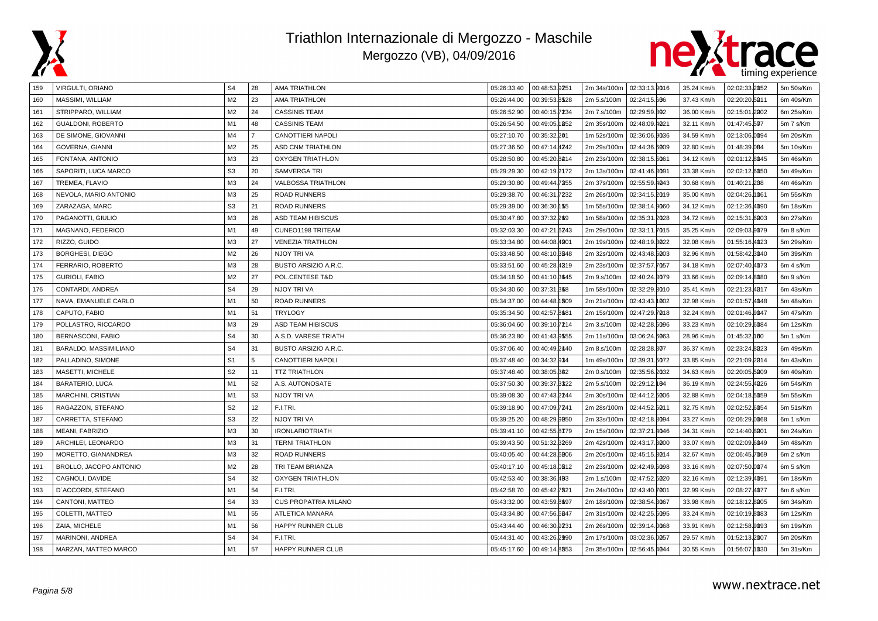# Triathlon Internazionale di Mergozzo - Maschile

## Mergozzo (VB), 04/09/2016

| | | | | | | | | | | | |
|---|---|---|---|---|---|---|---|---|---|---|---|
| 159 | VIRGULTI, ORIANO | S4 | 28 | AMA TRIATHLON | 05:26:33.40 | 00:48:53.9251 | 2m 34s/100m | 02:33:13.9016 | 35.24 Km/h | 02:02:33.2052 | 5m 50s/Km |
| 160 | MASSIMI, WILLIAM | M2 | 23 | AMA TRIATHLON | 05:26:44.00 | 00:39:53.8528 | 2m 5.s/100m | 02:24:15.506 | 37.43 Km/h | 02:20:20.5011 | 6m 40s/Km |
| 161 | STRIPPARO, WILLIAM | M2 | 24 | CASSINIS TEAM | 05:26:52.90 | 00:40:15.7234 | 2m 7.s/100m | 02:29:59.802 | 36.00 Km/h | 02:15:01.2002 | 6m 25s/Km |
| 162 | GUALDONI, ROBERTO | M1 | 48 | CASSINIS TEAM | 05:26:54.50 | 00:49:05.1852 | 2m 35s/100m | 02:48:09.4021 | 32.11 Km/h | 01:47:45.507 | 5m 7 s/Km |
| 163 | DE SIMONE, GIOVANNI | M4 | 7 | CANOTTIERI NAPOLI | 05:27:10.70 | 00:35:32.201 | 1m 52s/100m | 02:36:06.9036 | 34.59 Km/h | 02:13:06.0094 | 6m 20s/Km |
| 164 | GOVERNA, GIANNI | M2 | 25 | ASD CNM TRIATHLON | 05:27:36.50 | 00:47:14.4742 | 2m 29s/100m | 02:44:36.6009 | 32.80 Km/h | 01:48:39.004 | 5m 10s/Km |
| 165 | FONTANA, ANTONIO | M3 | 23 | OXYGEN TRIATHLON | 05:28:50.80 | 00:45:20.8214 | 2m 23s/100m | 02:38:15.5061 | 34.12 Km/h | 02:01:12.8045 | 5m 46s/Km |
| 166 | SAPORITI, LUCA MARCO | S3 | 20 | SAMVERGA TRI | 05:29:29.30 | 00:42:19.2172 | 2m 13s/100m | 02:41:46.3091 | 33.38 Km/h | 02:02:12.6050 | 5m 49s/Km |
| 167 | TREMEA, FLAVIO | M3 | 24 | VALBOSSA TRIATHLON | 05:29:30.80 | 00:49:44.7355 | 2m 37s/100m | 02:55:59.4043 | 30.68 Km/h | 01:40:21.208 | 4m 46s/Km |
| 168 | NEVOLA, MARIO ANTONIO | M3 | 25 | ROAD RUNNERS | 05:29:38.70 | 00:46:31.7232 | 2m 26s/100m | 02:34:15.2019 | 35.00 Km/h | 02:04:26.1061 | 5m 55s/Km |
| 169 | ZARAZAGA, MARC | S3 | 21 | ROAD RUNNERS | 05:29:39.00 | 00:36:30.155 | 1m 55s/100m | 02:38:14.9060 | 34.12 Km/h | 02:12:36.4090 | 6m 18s/Km |
| 170 | PAGANOTTI, GIULIO | M3 | 26 | ASD TEAM HIBISCUS | 05:30:47.80 | 00:37:32.269 | 1m 58s/100m | 02:35:31.2028 | 34.72 Km/h | 02:15:31.6203 | 6m 27s/Km |
| 171 | MAGNANO, FEDERICO | M1 | 49 | CUNEO1198 TRITEAM | 05:32:03.30 | 00:47:21.5243 | 2m 29s/100m | 02:33:11.7015 | 35.25 Km/h | 02:09:03.9079 | 6m 8 s/Km |
| 172 | RIZZO, GUIDO | M3 | 27 | VENEZIA TRATHLON | 05:33:34.80 | 00:44:08.4901 | 2m 19s/100m | 02:48:19.3022 | 32.08 Km/h | 01:55:16.4023 | 5m 29s/Km |
| 173 | BORGHESI, DIEGO | M2 | 26 | NJOY TRI VA | 05:33:48.50 | 00:48:10.3848 | 2m 32s/100m | 02:43:48.5003 | 32.96 Km/h | 01:58:42.3040 | 5m 39s/Km |
| 174 | FERRARIO, ROBERTO | M3 | 28 | BUSTO ARSIZIO A.R.C. | 05:33:51.60 | 00:45:28.4319 | 2m 23s/100m | 02:37:57.7057 | 34.18 Km/h | 02:07:40.4073 | 6m 4 s/Km |
| 175 | GURIOLI, FABIO | M2 | 27 | POL.CENTESE T&D | 05:34:18.50 | 00:41:10.3645 | 2m 9.s/100m | 02:40:24.3079 | 33.66 Km/h | 02:09:14.8080 | 6m 9 s/Km |
| 176 | CONTARDI, ANDREA | S4 | 29 | NJOY TRI VA | 05:34:30.60 | 00:37:31.368 | 1m 58s/100m | 02:32:29.3010 | 35.41 Km/h | 02:21:23.4017 | 6m 43s/Km |
| 177 | NAVA, EMANUELE CARLO | M1 | 50 | ROAD RUNNERS | 05:34:37.00 | 00:44:48.1809 | 2m 21s/100m | 02:43:43.1002 | 32.98 Km/h | 02:01:57.4048 | 5m 48s/Km |
| 178 | CAPUTO, FABIO | M1 | 51 | TRYLOGY | 05:35:34.50 | 00:42:57.3681 | 2m 15s/100m | 02:47:29.7018 | 32.24 Km/h | 02:01:46.9047 | 5m 47s/Km |
| 179 | POLLASTRO, RICCARDO | M3 | 29 | ASD TEAM HIBISCUS | 05:36:04.60 | 00:39:10.7214 | 2m 3.s/100m | 02:42:28.5096 | 33.23 Km/h | 02:10:29.6084 | 6m 12s/Km |
| 180 | BERNASCONI, FABIO | S4 | 30 | A.S.D. VARESE TRIATH | 05:36:23.80 | 00:41:43.9555 | 2m 11s/100m | 03:06:24.5063 | 28.96 Km/h | 01:45:32.160 | 5m 1 s/Km |
| 181 | BARALDO, MASSIMILIANO | S4 | 31 | BUSTO ARSIZIO A.R.C. | 05:37:06.40 | 00:40:49.2440 | 2m 8.s/100m | 02:28:28.307 | 36.37 Km/h | 02:23:24.8023 | 6m 49s/Km |
| 182 | PALLADINO, SIMONE | S1 | 5 | CANOTTIERI NAPOLI | 05:37:48.40 | 00:34:32.934 | 1m 49s/100m | 02:39:31.5072 | 33.85 Km/h | 02:21:09.2014 | 6m 43s/Km |
| 183 | MASETTI, MICHELE | S2 | 11 | TTZ TRIATHLON | 05:37:48.40 | 00:38:05.382 | 2m 0.s/100m | 02:35:56.2032 | 34.63 Km/h | 02:20:05.5009 | 6m 40s/Km |
| 184 | BARATERIO, LUCA | M1 | 52 | A.S. AUTONOSATE | 05:37:50.30 | 00:39:37.3322 | 2m 5.s/100m | 02:29:12.104 | 36.19 Km/h | 02:24:55.4026 | 6m 54s/Km |
| 185 | MARCHINI, CRISTIAN | M1 | 53 | NJOY TRI VA | 05:39:08.30 | 00:47:43.2244 | 2m 30s/100m | 02:44:12.5006 | 32.88 Km/h | 02:04:18.5059 | 5m 55s/Km |
| 186 | RAGAZZON, STEFANO | S2 | 12 | F.I.TRI. | 05:39:18.90 | 00:47:09.7241 | 2m 28s/100m | 02:44:52.5011 | 32.75 Km/h | 02:02:52.6054 | 5m 51s/Km |
| 187 | CARRETTA, STEFANO | S3 | 22 | NJOY TRI VA | 05:39:25.20 | 00:48:29.9950 | 2m 33s/100m | 02:42:18.3094 | 33.27 Km/h | 02:06:29.0068 | 6m 1 s/Km |
| 188 | MEANI, FABRIZIO | M3 | 30 | IRONLARIOTRIATH | 05:39:41.10 | 00:42:55.3179 | 2m 15s/100m | 02:37:21.4046 | 34.31 Km/h | 02:14:40.8201 | 6m 24s/Km |
| 189 | ARCHILEI, LEONARDO | M3 | 31 | TERNI TRIATHLON | 05:39:43.50 | 00:51:32.3269 | 2m 42s/100m | 02:43:17.3000 | 33.07 Km/h | 02:02:09.6049 | 5m 48s/Km |
| 190 | MORETTO, GIANANDREA | M3 | 32 | ROAD RUNNERS | 05:40:05.40 | 00:44:28.5906 | 2m 20s/100m | 02:45:15.3014 | 32.67 Km/h | 02:06:45.7069 | 6m 2 s/Km |
| 191 | BROLLO, JACOPO ANTONIO | M2 | 28 | TRI TEAM BRIANZA | 05:40:17.10 | 00:45:18.0812 | 2m 23s/100m | 02:42:49.5098 | 33.16 Km/h | 02:07:50.0074 | 6m 5 s/Km |
| 192 | CAGNOLI, DAVIDE | S4 | 32 | OXYGEN TRIATHLON | 05:42:53.40 | 00:38:36.493 | 2m 1.s/100m | 02:47:52.5020 | 32.16 Km/h | 02:12:39.4091 | 6m 18s/Km |
| 193 | D`ACCORDI, STEFANO | M1 | 54 | F.I.TRI. | 05:42:58.70 | 00:45:42.7821 | 2m 24s/100m | 02:43:40.7001 | 32.99 Km/h | 02:08:27.4077 | 6m 6 s/Km |
| 194 | CANTONI, MATTEO | S4 | 33 | CUS PROPATRIA MILANO | 05:43:32.00 | 00:43:59.3697 | 2m 18s/100m | 02:38:54.3067 | 33.98 Km/h | 02:18:12.8005 | 6m 34s/Km |
| 195 | COLETTI, MATTEO | M1 | 55 | ATLETICA MANARA | 05:43:34.80 | 00:47:56.5047 | 2m 31s/100m | 02:42:25.5095 | 33.24 Km/h | 02:10:19.8083 | 6m 12s/Km |
| 196 | ZAIA, MICHELE | M1 | 56 | HAPPY RUNNER CLUB | 05:43:44.40 | 00:46:30.9731 | 2m 26s/100m | 02:39:14.0068 | 33.91 Km/h | 02:12:58.9093 | 6m 19s/Km |
| 197 | MARINONI, ANDREA | S4 | 34 | F.I.TRI. | 05:44:31.40 | 00:43:26.2990 | 2m 17s/100m | 03:02:36.0057 | 29.57 Km/h | 01:52:13.2007 | 5m 20s/Km |
| 198 | MARZAN, MATTEO MARCO | M1 | 57 | HAPPY RUNNER CLUB | 05:45:17.60 | 00:49:14.3853 | 2m 35s/100m | 02:56:45.4044 | 30.55 Km/h | 01:56:07.1030 | 5m 31s/Km |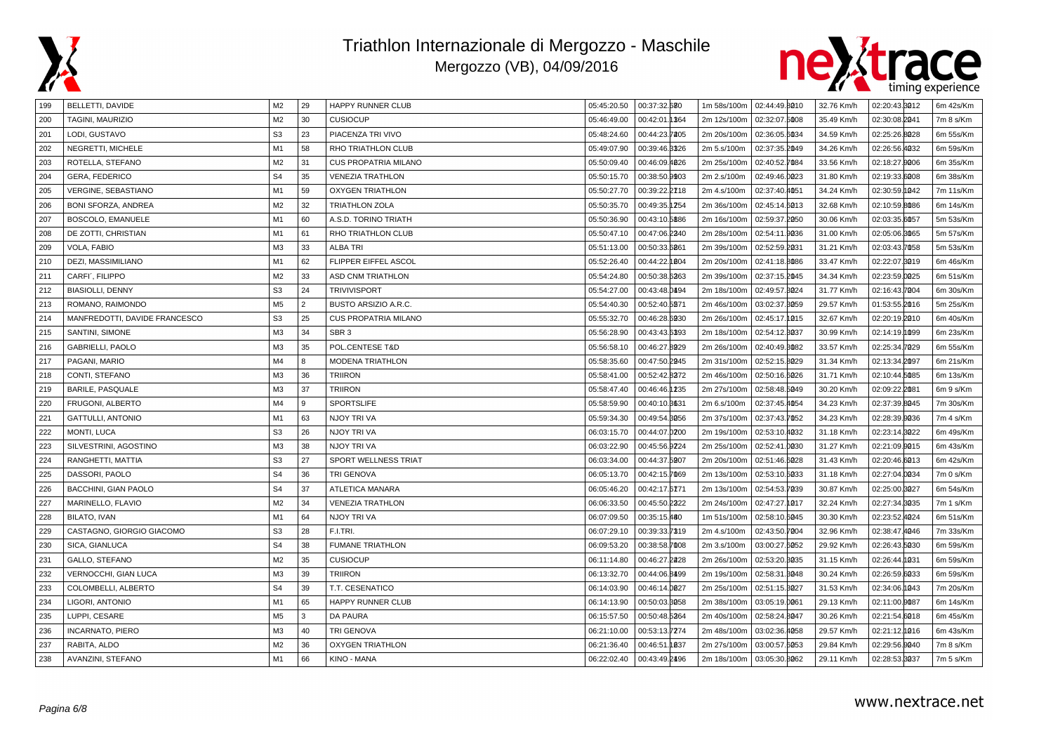# Triathlon Internazionale di Mergozzo - Maschile

## Mergozzo (VB), 04/09/2016

| | | | | | | | | | | | |
|---|---|---|---|---|---|---|---|---|---|---|---|
| 199 | BELLETTI, DAVIDE | M2 | 29 | HAPPY RUNNER CLUB | 05:45:20.50 | 00:37:32.580 | 1m 58s/100m | 02:44:49.3010 | 32.76 Km/h | 02:20:43.3012 | 6m 42s/Km |
| 200 | TAGINI, MAURIZIO | M2 | 30 | CUSIOCUP | 05:46:49.00 | 00:42:01.1364 | 2m 12s/100m | 02:32:07.5008 | 35.49 Km/h | 02:30:08.2041 | 7m 8 s/Km |
| 201 | LODI, GUSTAVO | S3 | 23 | PIACENZA TRI VIVO | 05:48:24.60 | 00:44:23.7205 | 2m 20s/100m | 02:36:05.5034 | 34.59 Km/h | 02:25:26.8028 | 6m 55s/Km |
| 202 | NEGRETTI, MICHELE | M1 | 58 | RHO TRIATHLON CLUB | 05:49:07.90 | 00:39:46.3326 | 2m 5.s/100m | 02:37:35.2049 | 34.26 Km/h | 02:26:56.4032 | 6m 59s/Km |
| 203 | ROTELLA, STEFANO | M2 | 31 | CUS PROPATRIA MILANO | 05:50:09.40 | 00:46:09.4626 | 2m 25s/100m | 02:40:52.7084 | 33.56 Km/h | 02:18:27.9006 | 6m 35s/Km |
| 204 | GERA, FEDERICO | S4 | 35 | VENEZIA TRATHLON | 05:50:15.70 | 00:38:50.9903 | 2m 2.s/100m | 02:49:46.0023 | 31.80 Km/h | 02:19:33.6008 | 6m 38s/Km |
| 205 | VERGINE, SEBASTIANO | M1 | 59 | OXYGEN TRIATHLON | 05:50:27.70 | 00:39:22.2718 | 2m 4.s/100m | 02:37:40.4051 | 34.24 Km/h | 02:30:59.1042 | 7m 11s/Km |
| 206 | BONI SFORZA, ANDREA | M2 | 32 | TRIATHLON ZOLA | 05:50:35.70 | 00:49:35.1254 | 2m 36s/100m | 02:45:14.5013 | 32.68 Km/h | 02:10:59.8086 | 6m 14s/Km |
| 207 | BOSCOLO, EMANUELE | M1 | 60 | A.S.D. TORINO TRIATH | 05:50:36.90 | 00:43:10.5886 | 2m 16s/100m | 02:59:37.2050 | 30.06 Km/h | 02:03:35.6057 | 5m 53s/Km |
| 208 | DE ZOTTI, CHRISTIAN | M1 | 61 | RHO TRIATHLON CLUB | 05:50:47.10 | 00:47:06.2340 | 2m 28s/100m | 02:54:11.9036 | 31.00 Km/h | 02:05:06.3065 | 5m 57s/Km |
| 209 | VOLA, FABIO | M3 | 33 | ALBA TRI | 05:51:13.00 | 00:50:33.5861 | 2m 39s/100m | 02:52:59.2031 | 31.21 Km/h | 02:03:43.7058 | 5m 53s/Km |
| 210 | DEZI, MASSIMILIANO | M1 | 62 | FLIPPER EIFFEL ASCOL | 05:52:26.40 | 00:44:22.1604 | 2m 20s/100m | 02:41:18.3086 | 33.47 Km/h | 02:22:07.3019 | 6m 46s/Km |
| 211 | CARFI', FILIPPO | M2 | 33 | ASD CNM TRIATHLON | 05:54:24.80 | 00:50:38.5263 | 2m 39s/100m | 02:37:15.2045 | 34.34 Km/h | 02:23:59.0025 | 6m 51s/Km |
| 212 | BIASIOLLI, DENNY | S3 | 24 | TRIVIVISPORT | 05:54:27.00 | 00:43:48.0494 | 2m 18s/100m | 02:49:57.3024 | 31.77 Km/h | 02:16:43.7004 | 6m 30s/Km |
| 213 | ROMANO, RAIMONDO | M5 | 2 | BUSTO ARSIZIO A.R.C. | 05:54:40.30 | 00:52:40.5871 | 2m 46s/100m | 03:02:37.3059 | 29.57 Km/h | 01:53:55.2016 | 5m 25s/Km |
| 214 | MANFREDOTTI, DAVIDE FRANCESCO | S3 | 25 | CUS PROPATRIA MILANO | 05:55:32.70 | 00:46:28.5930 | 2m 26s/100m | 02:45:17.1015 | 32.67 Km/h | 02:20:19.2010 | 6m 40s/Km |
| 215 | SANTINI, SIMONE | M3 | 34 | SBR 3 | 05:56:28.90 | 00:43:43.6393 | 2m 18s/100m | 02:54:12.3037 | 30.99 Km/h | 02:14:19.1099 | 6m 23s/Km |
| 216 | GABRIELLI, PAOLO | M3 | 35 | POL.CENTESE T&D | 05:56:58.10 | 00:46:27.8929 | 2m 26s/100m | 02:40:49.3082 | 33.57 Km/h | 02:25:34.7029 | 6m 55s/Km |
| 217 | PAGANI, MARIO | M4 | 8 | MODENA TRIATHLON | 05:58:35.60 | 00:47:50.2945 | 2m 31s/100m | 02:52:15.3029 | 31.34 Km/h | 02:13:34.2097 | 6m 21s/Km |
| 218 | CONTI, STEFANO | M3 | 36 | TRIIRON | 05:58:41.00 | 00:52:42.8372 | 2m 46s/100m | 02:50:16.5026 | 31.71 Km/h | 02:10:44.5085 | 6m 13s/Km |
| 219 | BARILE, PASQUALE | M3 | 37 | TRIIRON | 05:58:47.40 | 00:46:46.1235 | 2m 27s/100m | 02:58:48.5049 | 30.20 Km/h | 02:09:22.2081 | 6m 9 s/Km |
| 220 | FRUGONI, ALBERTO | M4 | 9 | SPORTSLIFE | 05:58:59.90 | 00:40:10.3631 | 2m 6.s/100m | 02:37:45.4054 | 34.23 Km/h | 02:37:39.8045 | 7m 30s/Km |
| 221 | GATTULLI, ANTONIO | M1 | 63 | NJOY TRI VA | 05:59:34.30 | 00:49:54.3056 | 2m 37s/100m | 02:37:43.7052 | 34.23 Km/h | 02:28:39.9036 | 7m 4 s/Km |
| 222 | MONTI, LUCA | S3 | 26 | NJOY TRI VA | 06:03:15.70 | 00:44:07.0700 | 2m 19s/100m | 02:53:10.4032 | 31.18 Km/h | 02:23:14.3022 | 6m 49s/Km |
| 223 | SILVESTRINI, AGOSTINO | M3 | 38 | NJOY TRI VA | 06:03:22.90 | 00:45:56.9724 | 2m 25s/100m | 02:52:41.0030 | 31.27 Km/h | 02:21:09.9015 | 6m 43s/Km |
| 224 | RANGHETTI, MATTIA | S3 | 27 | SPORT WELLNESS TRIAT | 06:03:34.00 | 00:44:37.5907 | 2m 20s/100m | 02:51:46.5028 | 31.43 Km/h | 02:20:46.6013 | 6m 42s/Km |
| 225 | DASSORI, PAOLO | S4 | 36 | TRI GENOVA | 06:05:13.70 | 00:42:15.7069 | 2m 13s/100m | 02:53:10.5033 | 31.18 Km/h | 02:27:04.0034 | 7m 0 s/Km |
| 226 | BACCHINI, GIAN PAOLO | S4 | 37 | ATLETICA MANARA | 06:05:46.20 | 00:42:17.6771 | 2m 13s/100m | 02:54:53.7039 | 30.87 Km/h | 02:25:00.3027 | 6m 54s/Km |
| 227 | MARINELLO, FLAVIO | M2 | 34 | VENEZIA TRATHLON | 06:06:33.50 | 00:45:50.2322 | 2m 24s/100m | 02:47:27.1017 | 32.24 Km/h | 02:27:34.3035 | 7m 1 s/Km |
| 228 | BILATO, IVAN | M1 | 64 | NJOY TRI VA | 06:07:09.50 | 00:35:15.480 | 1m 51s/100m | 02:58:10.6045 | 30.30 Km/h | 02:23:52.4024 | 6m 51s/Km |
| 229 | CASTAGNO, GIORGIO GIACOMO | S3 | 28 | F.I.TRI. | 06:07:29.10 | 00:39:33.7319 | 2m 4.s/100m | 02:43:50.7004 | 32.96 Km/h | 02:38:47.4046 | 7m 33s/Km |
| 230 | SICA, GIANLUCA | S4 | 38 | FUMANE TRIATHLON | 06:09:53.20 | 00:38:58.7008 | 2m 3.s/100m | 03:00:27.5052 | 29.92 Km/h | 02:26:43.5030 | 6m 59s/Km |
| 231 | GALLO, STEFANO | M2 | 35 | CUSIOCUP | 06:11:14.80 | 00:46:27.2828 | 2m 26s/100m | 02:53:20.3035 | 31.15 Km/h | 02:26:44.1031 | 6m 59s/Km |
| 232 | VERNOCCHI, GIAN LUCA | M3 | 39 | TRIIRON | 06:13:32.70 | 00:44:06.8499 | 2m 19s/100m | 02:58:31.3048 | 30.24 Km/h | 02:26:59.6033 | 6m 59s/Km |
| 233 | COLOMBELLI, ALBERTO | S4 | 39 | T.T. CESENATICO | 06:14:03.90 | 00:46:14.0827 | 2m 25s/100m | 02:51:15.3027 | 31.53 Km/h | 02:34:06.1043 | 7m 20s/Km |
| 234 | LIGORI, ANTONIO | M1 | 65 | HAPPY RUNNER CLUB | 06:14:13.90 | 00:50:03.3058 | 2m 38s/100m | 03:05:19.0061 | 29.13 Km/h | 02:11:00.9087 | 6m 14s/Km |
| 235 | LUPPI, CESARE | M5 | 3 | DA PAURA | 06:15:57.50 | 00:50:48.5364 | 2m 40s/100m | 02:58:24.3047 | 30.26 Km/h | 02:21:54.6018 | 6m 45s/Km |
| 236 | INCARNATO, PIERO | M3 | 40 | TRI GENOVA | 06:21:10.00 | 00:53:13.7274 | 2m 48s/100m | 03:02:36.4058 | 29.57 Km/h | 02:21:12.1016 | 6m 43s/Km |
| 237 | RABITA, ALDO | M2 | 36 | OXYGEN TRIATHLON | 06:21:36.40 | 00:46:51.1637 | 2m 27s/100m | 03:00:57.6053 | 29.84 Km/h | 02:29:56.9040 | 7m 8 s/Km |
| 238 | AVANZINI, STEFANO | M1 | 66 | KINO - MANA | 06:22:02.40 | 00:43:49.2496 | 2m 18s/100m | 03:05:30.3062 | 29.11 Km/h | 02:28:53.3037 | 7m 5 s/Km |

www.nextrace.net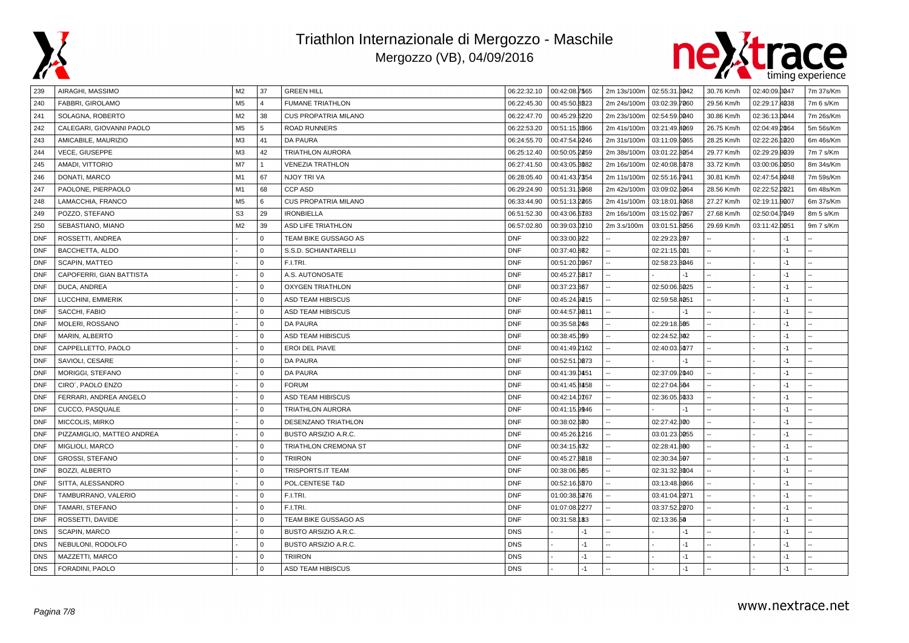# Triathlon Internazionale di Mergozzo - Maschile

Mergozzo (VB), 04/09/2016

| | | | | | | | | | | | | | | | |
|---|---|---|---|---|---|---|---|---|---|---|---|---|---|---|---|
| 239 | AIRAGHI, MASSIMO | M2 | 37 | GREEN HILL | 06:22:32.10 | 00:42:08.75 | 165 | 2m 13s/100m | 02:55:31.80 | 242 | 30.76 Km/h | 02:40:09.30 | 247 | 7m 37s/Km |
| 240 | FABBRI, GIROLAMO | M5 | 4 | FUMANE TRIATHLON | 06:22:45.30 | 00:45:50.85 | 223 | 2m 24s/100m | 03:02:39.70 | 260 | 29.56 Km/h | 02:29:17.40 | 238 | 7m 6 s/Km |
| 241 | SOLAGNA, ROBERTO | M2 | 38 | CUS PROPATRIA MILANO | 06:22:47.70 | 00:45:29.65 | 220 | 2m 23s/100m | 02:54:59.00 | 240 | 30.86 Km/h | 02:36:13.00 | 244 | 7m 26s/Km |
| 242 | CALEGARI, GIOVANNI PAOLO | M5 | 5 | ROAD RUNNERS | 06:22:53.20 | 00:51:15.85 | 266 | 2m 41s/100m | 03:21:49.40 | 269 | 26.75 Km/h | 02:04:49.20 | 164 | 5m 56s/Km |
| 243 | AMICABILE, MAURIZIO | M3 | 41 | DA PAURA | 06:24:55.70 | 00:47:54.92 | 246 | 2m 31s/100m | 03:11:09.50 | 265 | 28.25 Km/h | 02:22:26.10 | 220 | 6m 46s/Km |
| 244 | VECE, GIUSEPPE | M3 | 42 | TRIATHLON AURORA | 06:25:12.40 | 00:50:05.22 | 259 | 2m 38s/100m | 03:01:22.80 | 254 | 29.77 Km/h | 02:29:29.90 | 239 | 7m 7 s/Km |
| 245 | AMADI, VITTORIO | M7 | 1 | VENEZIA TRATHLON | 06:27:41.50 | 00:43:05.30 | 182 | 2m 16s/100m | 02:40:08.50 | 178 | 33.72 Km/h | 03:00:06.00 | 250 | 8m 34s/Km |
| 246 | DONATI, MARCO | M1 | 67 | NJOY TRI VA | 06:28:05.40 | 00:41:43.73 | 154 | 2m 11s/100m | 02:55:16.70 | 241 | 30.81 Km/h | 02:47:54.90 | 248 | 7m 59s/Km |
| 247 | PAOLONE, PIERPAOLO | M1 | 68 | CCP ASD | 06:29:24.90 | 00:51:31.59 | 268 | 2m 42s/100m | 03:09:02.50 | 264 | 28.56 Km/h | 02:22:52.20 | 221 | 6m 48s/Km |
| 248 | LAMACCHIA, FRANCO | M5 | 6 | CUS PROPATRIA MILANO | 06:33:44.90 | 00:51:13.22 | 265 | 2m 41s/100m | 03:18:01.40 | 268 | 27.27 Km/h | 02:19:11.90 | 207 | 6m 37s/Km |
| 249 | POZZO, STEFANO | S3 | 29 | IRONBIELLA | 06:51:52.30 | 00:43:06.51 | 183 | 2m 16s/100m | 03:15:02.70 | 267 | 27.68 Km/h | 02:50:04.70 | 249 | 8m 5 s/Km |
| 250 | SEBASTIANO, MIANO | M2 | 39 | ASD LIFE TRIATHLON | 06:57:02.80 | 00:39:03.02 | 110 | 2m 3.s/100m | 03:01:51.80 | 256 | 29.69 Km/h | 03:11:42.00 | 251 | 9m 7 s/Km |
| DNF | ROSSETTI, ANDREA | - | 0 | TEAM BIKE GUSSAGO AS | DNF | 00:33:00.92 | 2 | -- | 02:29:23.20 | 7 | -- | - | -1 | -- |
| DNF | BACCHETTA, ALDO | - | 0 | S.S.D. SCHIANTARELLI | DNF | 00:37:40.86 | 2 | -- | 02:21:15.00 | 1 | -- | - | -1 | -- |
| DNF | SCAPIN, MATTEO | - | 0 | F.I.TRI. | DNF | 00:51:20.09 | 267 | -- | 02:58:23.80 | 246 | -- | - | -1 | -- |
| DNF | CAPOFERRI, GIAN BATTISTA | - | 0 | A.S. AUTONOSATE | DNF | 00:45:27.58 | 217 | -- | - | -1 | -- | - | -1 | -- |
| DNF | DUCA, ANDREA | - | 0 | OXYGEN TRIATHLON | DNF | 00:37:23.86 | 7 | -- | 02:50:06.50 | 225 | -- | - | -1 | -- |
| DNF | LUCCHINI, EMMERIK | - | 0 | ASD TEAM HIBISCUS | DNF | 00:45:24.94 | 215 | -- | 02:59:58.40 | 251 | -- | - | -1 | -- |
| DNF | SACCHI, FABIO | - | 0 | ASD TEAM HIBISCUS | DNF | 00:44:57.96 | 211 | -- | - | -1 | -- | - | -1 | -- |
| DNF | MOLERI, ROSSANO | - | 0 | DA PAURA | DNF | 00:35:58.26 | 8 | -- | 02:29:18.50 | 5 | -- | - | -1 | -- |
| DNF | MARIN, ALBERTO | - | 0 | ASD TEAM HIBISCUS | DNF | 00:38:45.09 | 9 | -- | 02:24:52.30 | 2 | -- | - | -1 | -- |
| DNF | CAPPELLETTO, PAOLO | - | 0 | EROI DEL PIAVE | DNF | 00:41:49.21 | 62 | -- | 02:40:03.50 | 177 | -- | - | -1 | -- |
| DNF | SAVIOLI, CESARE | - | 0 | DA PAURA | DNF | 00:52:51.08 | 273 | -- | - | -1 | -- | - | -1 | -- |
| DNF | MORIGGI, STEFANO | - | 0 | DA PAURA | DNF | 00:41:39.04 | 151 | -- | 02:37:09.20 | 140 | -- | - | -1 | -- |
| DNF | CIRO´, PAOLO ENZO | - | 0 | FORUM | DNF | 00:41:45.84 | 158 | -- | 02:27:04.50 | 4 | -- | - | -1 | -- |
| DNF | FERRARI, ANDREA ANGELO | - | 0 | ASD TEAM HIBISCUS | DNF | 00:42:14.01 | 67 | -- | 02:36:05.50 | 133 | -- | - | -1 | -- |
| DNF | CUCCO, PASQUALE | - | 0 | TRIATHLON AURORA | DNF | 00:41:15.99 | 146 | -- | - | -1 | -- | - | -1 | -- |
| DNF | MICCOLIS, MIRKO | - | 0 | DESENZANO TRIATHLON | DNF | 00:38:02.58 | 0 | -- | 02:27:42.30 | 0 | -- | - | -1 | -- |
| DNF | PIZZAMIGLIO, MATTEO ANDREA | - | 0 | BUSTO ARSIZIO A.R.C. | DNF | 00:45:26.12 | 216 | -- | 03:01:23.00 | 255 | -- | - | -1 | -- |
| DNF | MIGLIOLI, MARCO | - | 0 | TRIATHLON CREMONA ST | DNF | 00:34:15.43 | 2 | -- | 02:28:41.80 | 0 | -- | - | -1 | -- |
| DNF | GROSSI, STEFANO | - | 0 | TRIIRON | DNF | 00:45:27.86 | 218 | -- | 02:30:34.50 | 7 | -- | - | -1 | -- |
| DNF | BOZZI, ALBERTO | - | 0 | TRISPORTS.IT TEAM | DNF | 00:38:06.56 | 5 | -- | 02:31:32.30 | 04 | -- | - | -1 | -- |
| DNF | SITTA, ALESSANDRO | - | 0 | POL.CENTESE T&D | DNF | 00:52:16.58 | 270 | -- | 03:13:48.80 | 266 | -- | - | -1 | -- |
| DNF | TAMBURRANO, VALERIO | - | 0 | F.I.TRI. | DNF | 01:00:38.52 | 276 | -- | 03:41:04.20 | 271 | -- | - | -1 | -- |
| DNF | TAMARI, STEFANO | - | 0 | F.I.TRI. | DNF | 01:07:08.22 | 277 | -- | 03:37:52.20 | 270 | -- | - | -1 | -- |
| DNF | ROSSETTI, DAVIDE | - | 0 | TEAM BIKE GUSSAGO AS | DNF | 00:31:58.18 | 3 | -- | 02:13:36.50 | 0 | -- | - | -1 | -- |
| DNS | SCAPIN, MARCO | - | 0 | BUSTO ARSIZIO A.R.C. | DNS | - | -1 | -- | - | -1 | -- | - | -1 | -- |
| DNS | NEBULONI, RODOLFO | - | 0 | BUSTO ARSIZIO A.R.C. | DNS | - | -1 | -- | - | -1 | -- | - | -1 | -- |
| DNS | MAZZETTI, MARCO | - | 0 | TRIIRON | DNS | - | -1 | -- | - | -1 | -- | - | -1 | -- |
| DNS | FORADINI, PAOLO | - | 0 | ASD TEAM HIBISCUS | DNS | - | -1 | -- | - | -1 | -- | - | -1 | -- |

www.nextrace.net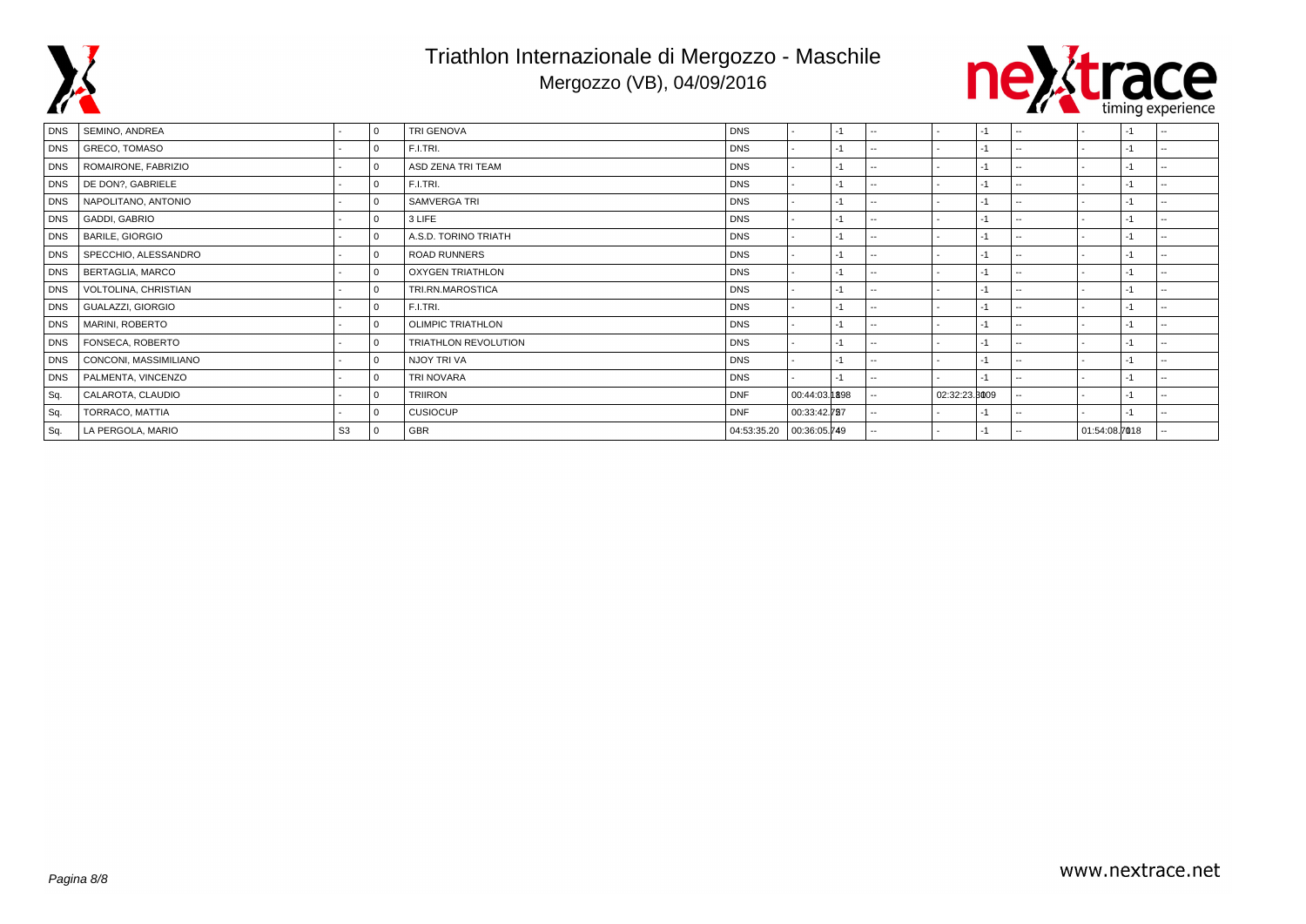| | | | | | | | | | | | | | | |
|---|---|---|---|---|---|---|---|---|---|---|---|---|---|---|
| DNS | SEMINO, ANDREA | - | 0 | TRI GENOVA | DNS | - | -1 | -- | - | -1 | -- | - | -1 | -- |
| DNS | GRECO, TOMASO | - | 0 | F.I.TRI. | DNS | - | -1 | -- | - | -1 | -- | - | -1 | -- |
| DNS | ROMAIRONE, FABRIZIO | - | 0 | ASD ZENA TRI TEAM | DNS | - | -1 | -- | - | -1 | -- | - | -1 | -- |
| DNS | DE DON?, GABRIELE | - | 0 | F.I.TRI. | DNS | - | -1 | -- | - | -1 | -- | - | -1 | -- |
| DNS | NAPOLITANO, ANTONIO | - | 0 | SAMVERGA TRI | DNS | - | -1 | -- | - | -1 | -- | - | -1 | -- |
| DNS | GADDI, GABRIO | - | 0 | 3 LIFE | DNS | - | -1 | -- | - | -1 | -- | - | -1 | -- |
| DNS | BARILE, GIORGIO | - | 0 | A.S.D. TORINO TRIATH | DNS | - | -1 | -- | - | -1 | -- | - | -1 | -- |
| DNS | SPECCHIO, ALESSANDRO | - | 0 | ROAD RUNNERS | DNS | - | -1 | -- | - | -1 | -- | - | -1 | -- |
| DNS | BERTAGLIA, MARCO | - | 0 | OXYGEN TRIATHLON | DNS | - | -1 | -- | - | -1 | -- | - | -1 | -- |
| DNS | VOLTOLINA, CHRISTIAN | - | 0 | TRI.RN.MAROSTICA | DNS | - | -1 | -- | - | -1 | -- | - | -1 | -- |
| DNS | GUALAZZI, GIORGIO | - | 0 | F.I.TRI. | DNS | - | -1 | -- | - | -1 | -- | - | -1 | -- |
| DNS | MARINI, ROBERTO | - | 0 | OLIMPIC TRIATHLON | DNS | - | -1 | -- | - | -1 | -- | - | -1 | -- |
| DNS | FONSECA, ROBERTO | - | 0 | TRIATHLON REVOLUTION | DNS | - | -1 | -- | - | -1 | -- | - | -1 | -- |
| DNS | CONCONI, MASSIMILIANO | - | 0 | NJOY TRI VA | DNS | - | -1 | -- | - | -1 | -- | - | -1 | -- |
| DNS | PALMENTA, VINCENZO | - | 0 | TRI NOVARA | DNS | - | -1 | -- | - | -1 | -- | - | -1 | -- |
| Sq. | CALAROTA, CLAUDIO | - | 0 | TRIIRON | DNF | 00:44:03.18 | 98 | -- | 02:32:23.30 | 109 | -- | - | -1 | -- |
| Sq. | TORRACO, MATTIA | - | 0 | CUSIOCUP | DNF | 00:33:42.75 | 87 | -- | - | -1 | -- | - | -1 | -- |
| Sq. | LA PERGOLA, MARIO | S3 | 0 | GBR | 04:53:35.20 | 00:36:05.7 | 49 | -- | - | -1 | -- | 01:54:08.70 | 18 | -- |